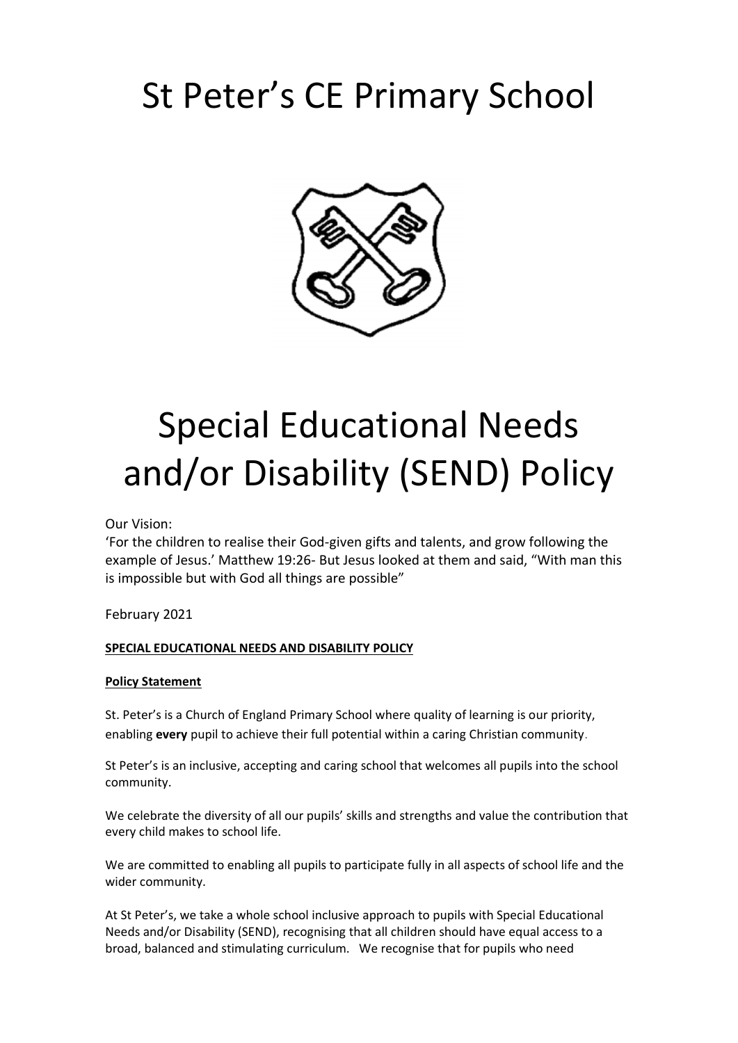# St Peter's CE Primary School

# Special Educational Needs and/or Disability (SEND) Policy

Our Vision:
'For the children to realise their God-given gifts and talents, and grow following the example of Jesus.' Matthew 19:26- But Jesus looked at them and said, "With man this is impossible but with God all things are possible"

February 2021

**SPECIAL EDUCATIONAL NEEDS AND DISABILITY POLICY**

**Policy Statement**

St. Peter's is a Church of England Primary School where quality of learning is our priority, enabling **every** pupil to achieve their full potential within a caring Christian community.

St Peter's is an inclusive, accepting and caring school that welcomes all pupils into the school community.

We celebrate the diversity of all our pupils' skills and strengths and value the contribution that every child makes to school life.

We are committed to enabling all pupils to participate fully in all aspects of school life and the wider community.

At St Peter's, we take a whole school inclusive approach to pupils with Special Educational Needs and/or Disability (SEND), recognising that all children should have equal access to a broad, balanced and stimulating curriculum. We recognise that for pupils who need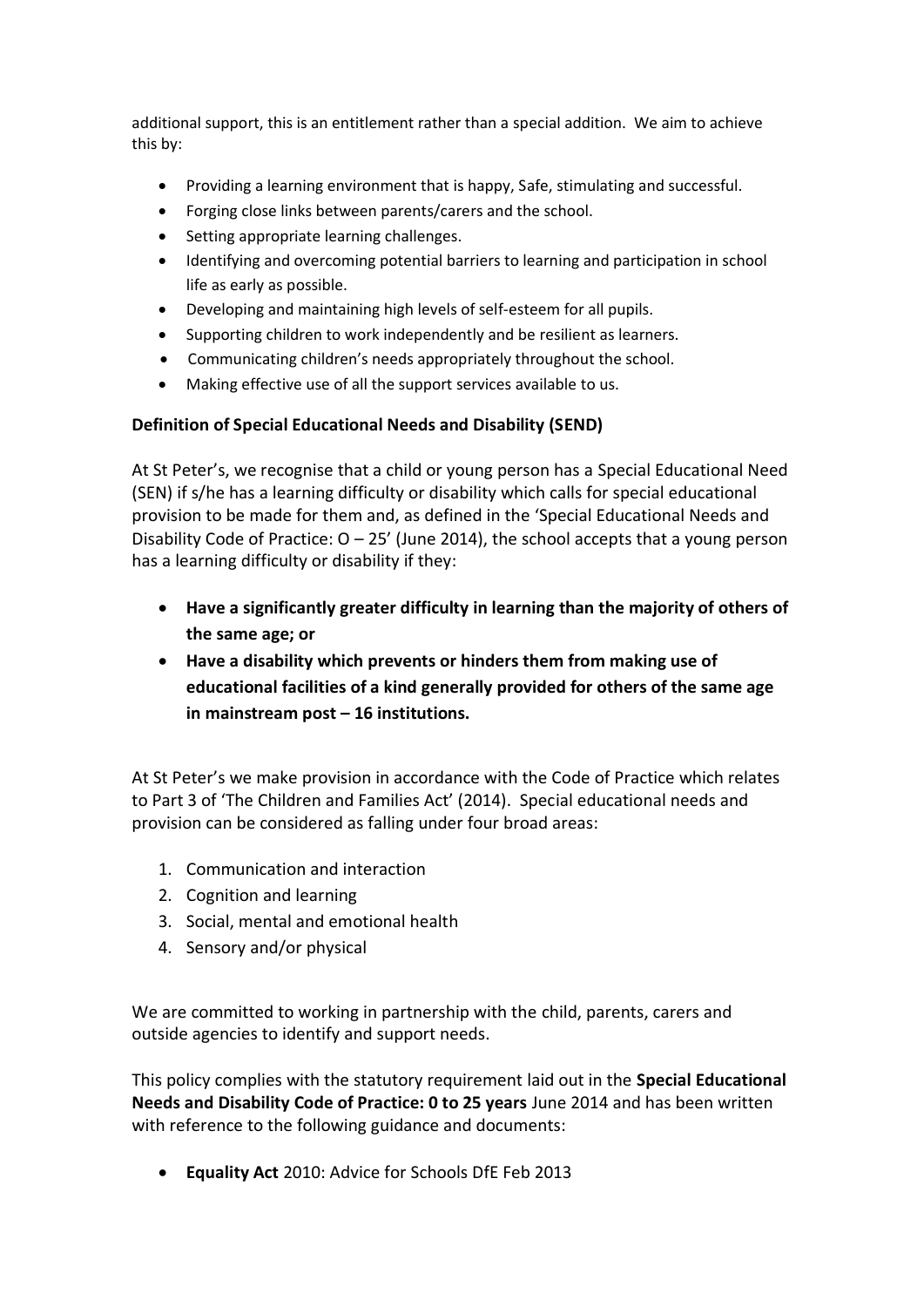additional support, this is an entitlement rather than a special addition. We aim to achieve this by:

- Providing a learning environment that is happy, Safe, stimulating and successful.
- Forging close links between parents/carers and the school.
- Setting appropriate learning challenges.
- Identifying and overcoming potential barriers to learning and participation in school life as early as possible.
- Developing and maintaining high levels of self-esteem for all pupils.
- Supporting children to work independently and be resilient as learners.
- Communicating children's needs appropriately throughout the school.
- Making effective use of all the support services available to us.

**Definition of Special Educational Needs and Disability (SEND)**

At St Peter's, we recognise that a child or young person has a Special Educational Need (SEN) if s/he has a learning difficulty or disability which calls for special educational provision to be made for them and, as defined in the 'Special Educational Needs and Disability Code of Practice: O – 25' (June 2014), the school accepts that a young person has a learning difficulty or disability if they:

- **Have a significantly greater difficulty in learning than the majority of others of the same age; or**
- **Have a disability which prevents or hinders them from making use of educational facilities of a kind generally provided for others of the same age in mainstream post – 16 institutions.**

At St Peter's we make provision in accordance with the Code of Practice which relates to Part 3 of 'The Children and Families Act' (2014). Special educational needs and provision can be considered as falling under four broad areas:

1. Communication and interaction
2. Cognition and learning
3. Social, mental and emotional health
4. Sensory and/or physical

We are committed to working in partnership with the child, parents, carers and outside agencies to identify and support needs.

This policy complies with the statutory requirement laid out in the **Special Educational Needs and Disability Code of Practice: 0 to 25 years** June 2014 and has been written with reference to the following guidance and documents:

- **Equality Act** 2010: Advice for Schools DfE Feb 2013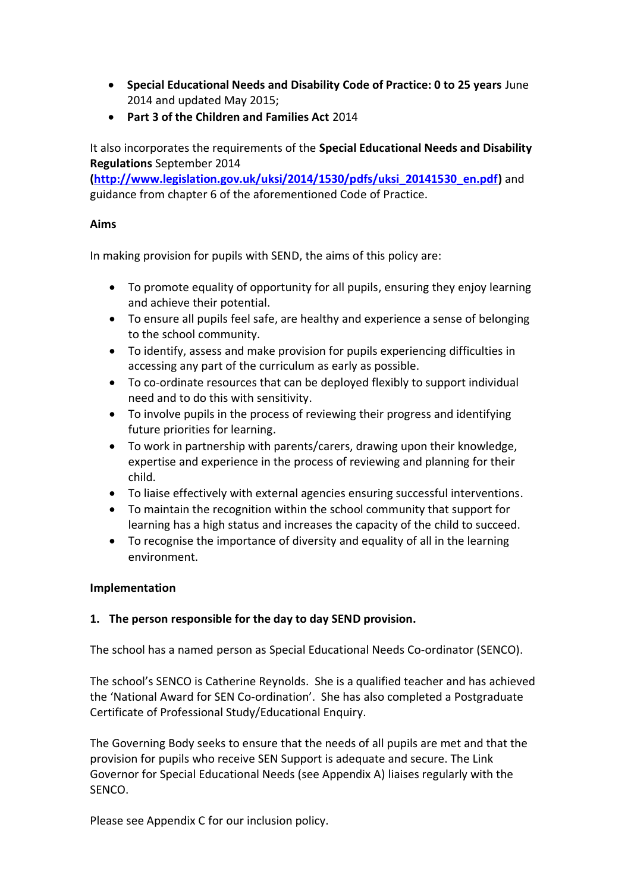- **Special Educational Needs and Disability Code of Practice: 0 to 25 years** June 2014 and updated May 2015;
- **Part 3 of the Children and Families Act** 2014

It also incorporates the requirements of the **Special Educational Needs and Disability Regulations** September 2014 **([http://www.legislation.gov.uk/uksi/2014/1530/pdfs/uksi_20141530_en.pdf](http://www.legislation.gov.uk/uksi/2014/1530/pdfs/uksi_20141530_en.pdf))** and guidance from chapter 6 of the aforementioned Code of Practice.

**Aims**

In making provision for pupils with SEND, the aims of this policy are:

- To promote equality of opportunity for all pupils, ensuring they enjoy learning and achieve their potential.
- To ensure all pupils feel safe, are healthy and experience a sense of belonging to the school community.
- To identify, assess and make provision for pupils experiencing difficulties in accessing any part of the curriculum as early as possible.
- To co-ordinate resources that can be deployed flexibly to support individual need and to do this with sensitivity.
- To involve pupils in the process of reviewing their progress and identifying future priorities for learning.
- To work in partnership with parents/carers, drawing upon their knowledge, expertise and experience in the process of reviewing and planning for their child.
- To liaise effectively with external agencies ensuring successful interventions.
- To maintain the recognition within the school community that support for learning has a high status and increases the capacity of the child to succeed.
- To recognise the importance of diversity and equality of all in the learning environment.

**Implementation**

**1. The person responsible for the day to day SEND provision.**

The school has a named person as Special Educational Needs Co-ordinator (SENCO).

The school's SENCO is Catherine Reynolds. She is a qualified teacher and has achieved the 'National Award for SEN Co-ordination'. She has also completed a Postgraduate Certificate of Professional Study/Educational Enquiry.

The Governing Body seeks to ensure that the needs of all pupils are met and that the provision for pupils who receive SEN Support is adequate and secure. The Link Governor for Special Educational Needs (see Appendix A) liaises regularly with the SENCO.

Please see Appendix C for our inclusion policy.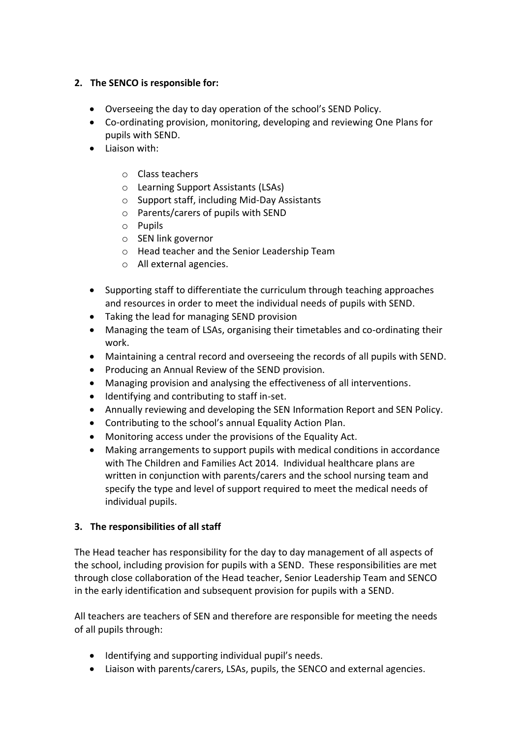## 2. The SENCO is responsible for:

- Overseeing the day to day operation of the school's SEND Policy.
- Co-ordinating provision, monitoring, developing and reviewing One Plans for pupils with SEND.
- Liaison with:
  - Class teachers
  - Learning Support Assistants (LSAs)
  - Support staff, including Mid-Day Assistants
  - Parents/carers of pupils with SEND
  - Pupils
  - SEN link governor
  - Head teacher and the Senior Leadership Team
  - All external agencies.
- Supporting staff to differentiate the curriculum through teaching approaches and resources in order to meet the individual needs of pupils with SEND.
- Taking the lead for managing SEND provision
- Managing the team of LSAs, organising their timetables and co-ordinating their work.
- Maintaining a central record and overseeing the records of all pupils with SEND.
- Producing an Annual Review of the SEND provision.
- Managing provision and analysing the effectiveness of all interventions.
- Identifying and contributing to staff in-set.
- Annually reviewing and developing the SEN Information Report and SEN Policy.
- Contributing to the school's annual Equality Action Plan.
- Monitoring access under the provisions of the Equality Act.
- Making arrangements to support pupils with medical conditions in accordance with The Children and Families Act 2014. Individual healthcare plans are written in conjunction with parents/carers and the school nursing team and specify the type and level of support required to meet the medical needs of individual pupils.

## 3. The responsibilities of all staff

The Head teacher has responsibility for the day to day management of all aspects of the school, including provision for pupils with a SEND. These responsibilities are met through close collaboration of the Head teacher, Senior Leadership Team and SENCO in the early identification and subsequent provision for pupils with a SEND.

All teachers are teachers of SEN and therefore are responsible for meeting the needs of all pupils through:

- Identifying and supporting individual pupil's needs.
- Liaison with parents/carers, LSAs, pupils, the SENCO and external agencies.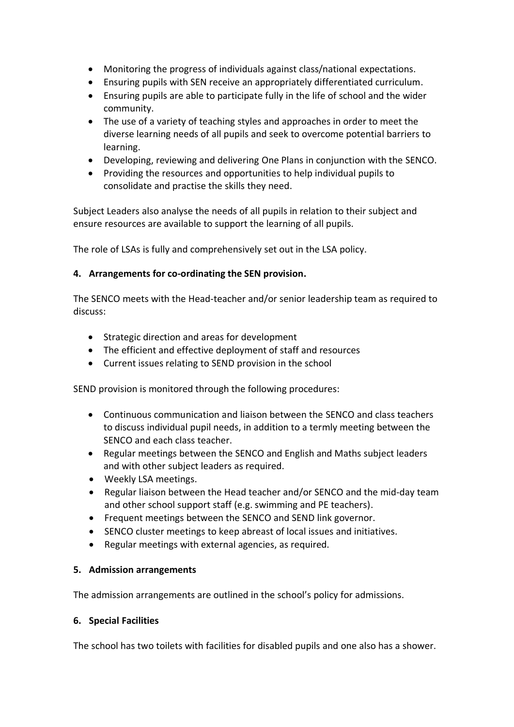- Monitoring the progress of individuals against class/national expectations.
- Ensuring pupils with SEN receive an appropriately differentiated curriculum.
- Ensuring pupils are able to participate fully in the life of school and the wider community.
- The use of a variety of teaching styles and approaches in order to meet the diverse learning needs of all pupils and seek to overcome potential barriers to learning.
- Developing, reviewing and delivering One Plans in conjunction with the SENCO.
- Providing the resources and opportunities to help individual pupils to consolidate and practise the skills they need.

Subject Leaders also analyse the needs of all pupils in relation to their subject and ensure resources are available to support the learning of all pupils.

The role of LSAs is fully and comprehensively set out in the LSA policy.

**4. Arrangements for co-ordinating the SEN provision.**

The SENCO meets with the Head-teacher and/or senior leadership team as required to discuss:

- Strategic direction and areas for development
- The efficient and effective deployment of staff and resources
- Current issues relating to SEND provision in the school

SEND provision is monitored through the following procedures:

- Continuous communication and liaison between the SENCO and class teachers to discuss individual pupil needs, in addition to a termly meeting between the SENCO and each class teacher.
- Regular meetings between the SENCO and English and Maths subject leaders and with other subject leaders as required.
- Weekly LSA meetings.
- Regular liaison between the Head teacher and/or SENCO and the mid-day team and other school support staff (e.g. swimming and PE teachers).
- Frequent meetings between the SENCO and SEND link governor.
- SENCO cluster meetings to keep abreast of local issues and initiatives.
- Regular meetings with external agencies, as required.

**5. Admission arrangements**

The admission arrangements are outlined in the school's policy for admissions.

**6. Special Facilities**

The school has two toilets with facilities for disabled pupils and one also has a shower.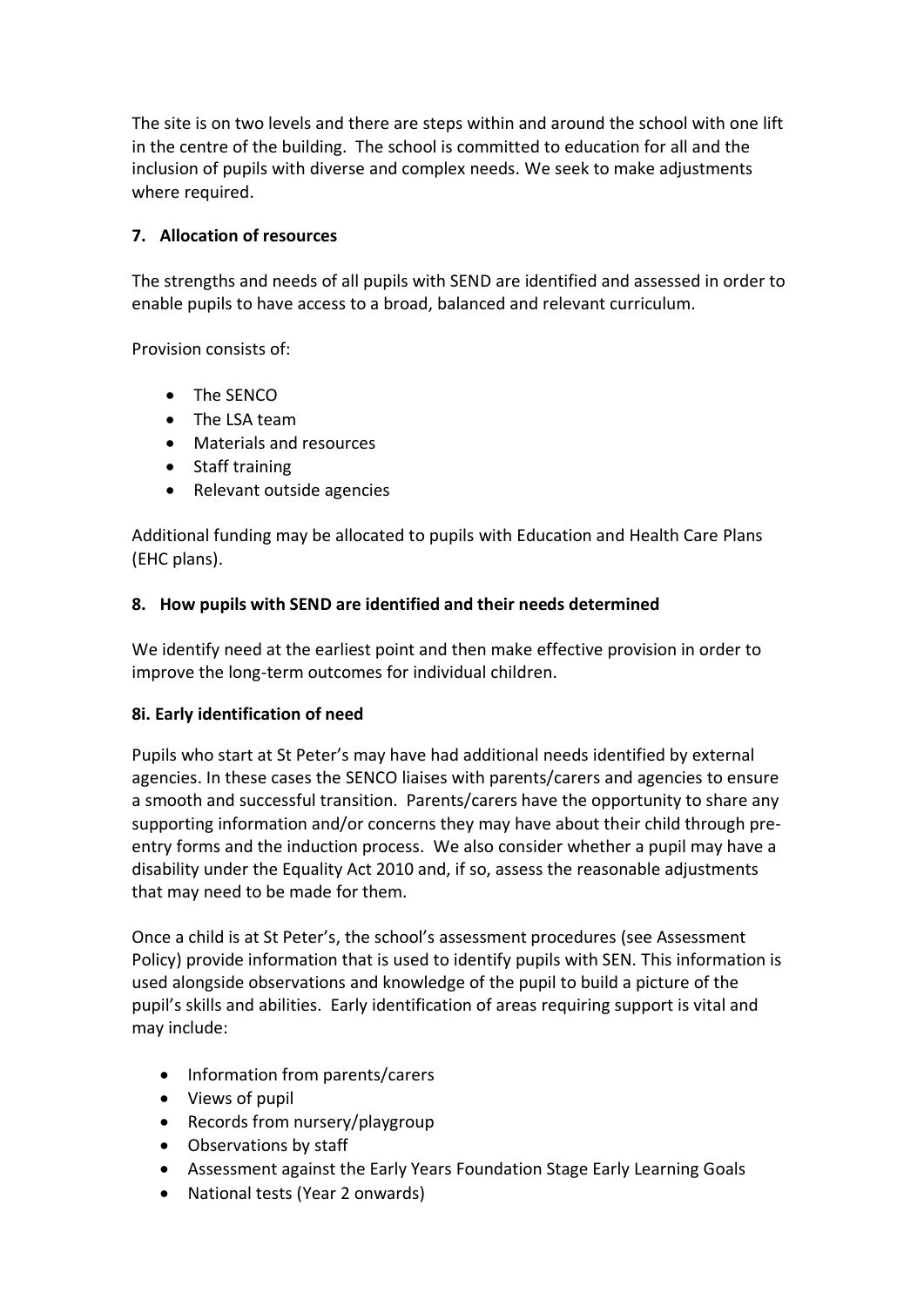The site is on two levels and there are steps within and around the school with one lift in the centre of the building. The school is committed to education for all and the inclusion of pupils with diverse and complex needs. We seek to make adjustments where required.

## 7. Allocation of resources

The strengths and needs of all pupils with SEND are identified and assessed in order to enable pupils to have access to a broad, balanced and relevant curriculum.

Provision consists of:

- The SENCO
- The LSA team
- Materials and resources
- Staff training
- Relevant outside agencies

Additional funding may be allocated to pupils with Education and Health Care Plans (EHC plans).

## 8. How pupils with SEND are identified and their needs determined

We identify need at the earliest point and then make effective provision in order to improve the long-term outcomes for individual children.

### 8i. Early identification of need

Pupils who start at St Peter's may have had additional needs identified by external agencies. In these cases the SENCO liaises with parents/carers and agencies to ensure a smooth and successful transition. Parents/carers have the opportunity to share any supporting information and/or concerns they may have about their child through pre-entry forms and the induction process. We also consider whether a pupil may have a disability under the Equality Act 2010 and, if so, assess the reasonable adjustments that may need to be made for them.

Once a child is at St Peter's, the school's assessment procedures (see Assessment Policy) provide information that is used to identify pupils with SEN. This information is used alongside observations and knowledge of the pupil to build a picture of the pupil's skills and abilities. Early identification of areas requiring support is vital and may include:

- Information from parents/carers
- Views of pupil
- Records from nursery/playgroup
- Observations by staff
- Assessment against the Early Years Foundation Stage Early Learning Goals
- National tests (Year 2 onwards)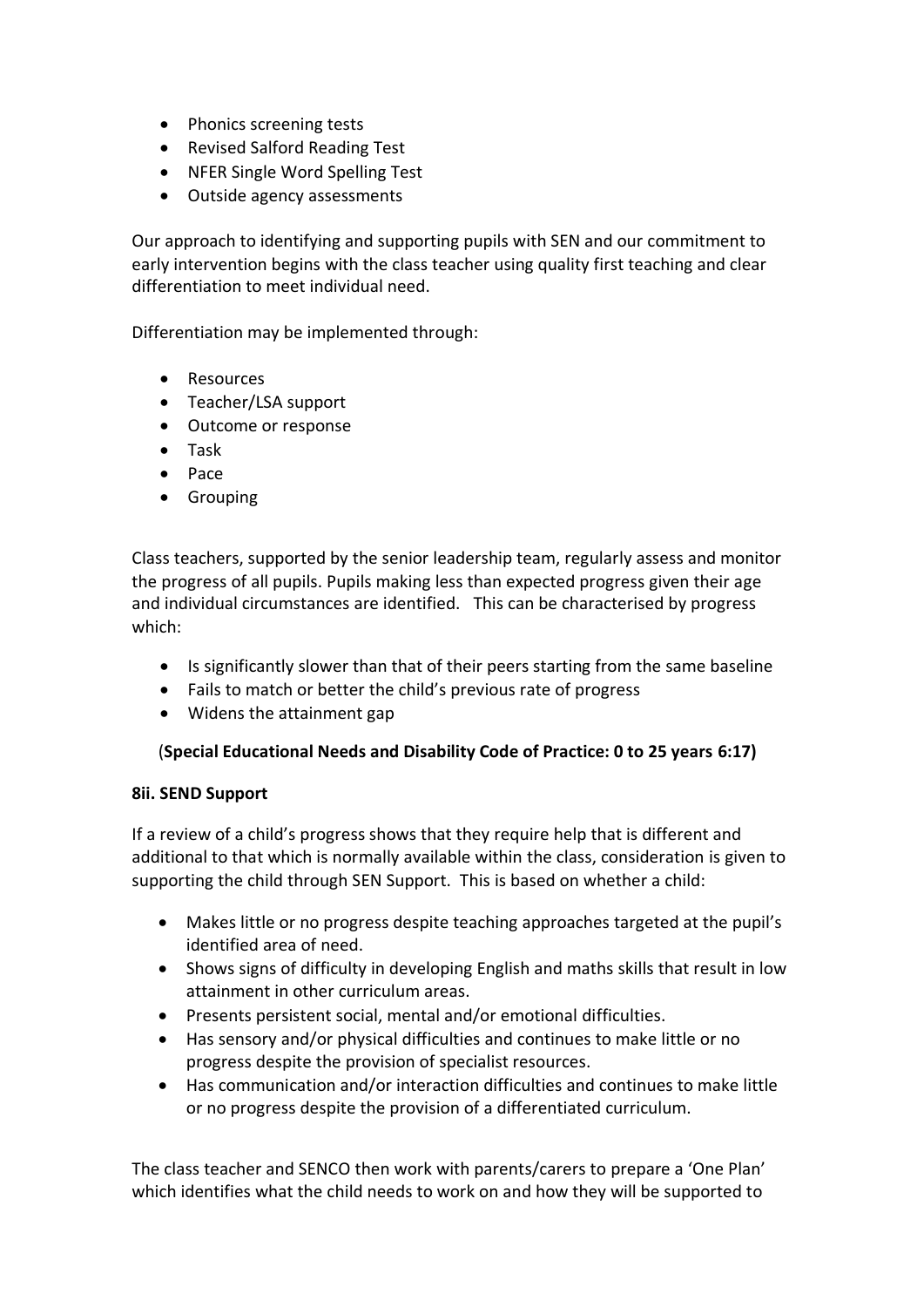- Phonics screening tests
- Revised Salford Reading Test
- NFER Single Word Spelling Test
- Outside agency assessments

Our approach to identifying and supporting pupils with SEN and our commitment to early intervention begins with the class teacher using quality first teaching and clear differentiation to meet individual need.

Differentiation may be implemented through:

- Resources
- Teacher/LSA support
- Outcome or response
- Task
- Pace
- Grouping

Class teachers, supported by the senior leadership team, regularly assess and monitor the progress of all pupils. Pupils making less than expected progress given their age and individual circumstances are identified. This can be characterised by progress which:

- Is significantly slower than that of their peers starting from the same baseline
- Fails to match or better the child's previous rate of progress
- Widens the attainment gap

(**Special Educational Needs and Disability Code of Practice: 0 to 25 years 6:17)**

**8ii. SEND Support**

If a review of a child's progress shows that they require help that is different and additional to that which is normally available within the class, consideration is given to supporting the child through SEN Support. This is based on whether a child:

- Makes little or no progress despite teaching approaches targeted at the pupil's identified area of need.
- Shows signs of difficulty in developing English and maths skills that result in low attainment in other curriculum areas.
- Presents persistent social, mental and/or emotional difficulties.
- Has sensory and/or physical difficulties and continues to make little or no progress despite the provision of specialist resources.
- Has communication and/or interaction difficulties and continues to make little or no progress despite the provision of a differentiated curriculum.

The class teacher and SENCO then work with parents/carers to prepare a 'One Plan' which identifies what the child needs to work on and how they will be supported to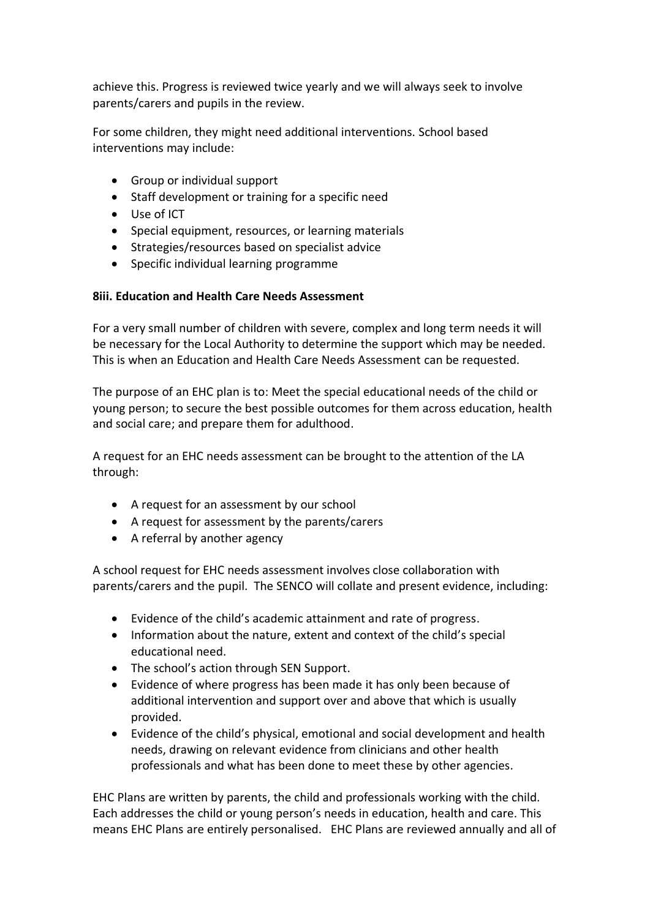achieve this. Progress is reviewed twice yearly and we will always seek to involve parents/carers and pupils in the review.

For some children, they might need additional interventions. School based interventions may include:

- Group or individual support
- Staff development or training for a specific need
- Use of ICT
- Special equipment, resources, or learning materials
- Strategies/resources based on specialist advice
- Specific individual learning programme

**8iii. Education and Health Care Needs Assessment**

For a very small number of children with severe, complex and long term needs it will be necessary for the Local Authority to determine the support which may be needed. This is when an Education and Health Care Needs Assessment can be requested.

The purpose of an EHC plan is to: Meet the special educational needs of the child or young person; to secure the best possible outcomes for them across education, health and social care; and prepare them for adulthood.

A request for an EHC needs assessment can be brought to the attention of the LA through:

- A request for an assessment by our school
- A request for assessment by the parents/carers
- A referral by another agency

A school request for EHC needs assessment involves close collaboration with parents/carers and the pupil. The SENCO will collate and present evidence, including:

- Evidence of the child's academic attainment and rate of progress.
- Information about the nature, extent and context of the child's special educational need.
- The school's action through SEN Support.
- Evidence of where progress has been made it has only been because of additional intervention and support over and above that which is usually provided.
- Evidence of the child's physical, emotional and social development and health needs, drawing on relevant evidence from clinicians and other health professionals and what has been done to meet these by other agencies.

EHC Plans are written by parents, the child and professionals working with the child. Each addresses the child or young person's needs in education, health and care. This means EHC Plans are entirely personalised. EHC Plans are reviewed annually and all of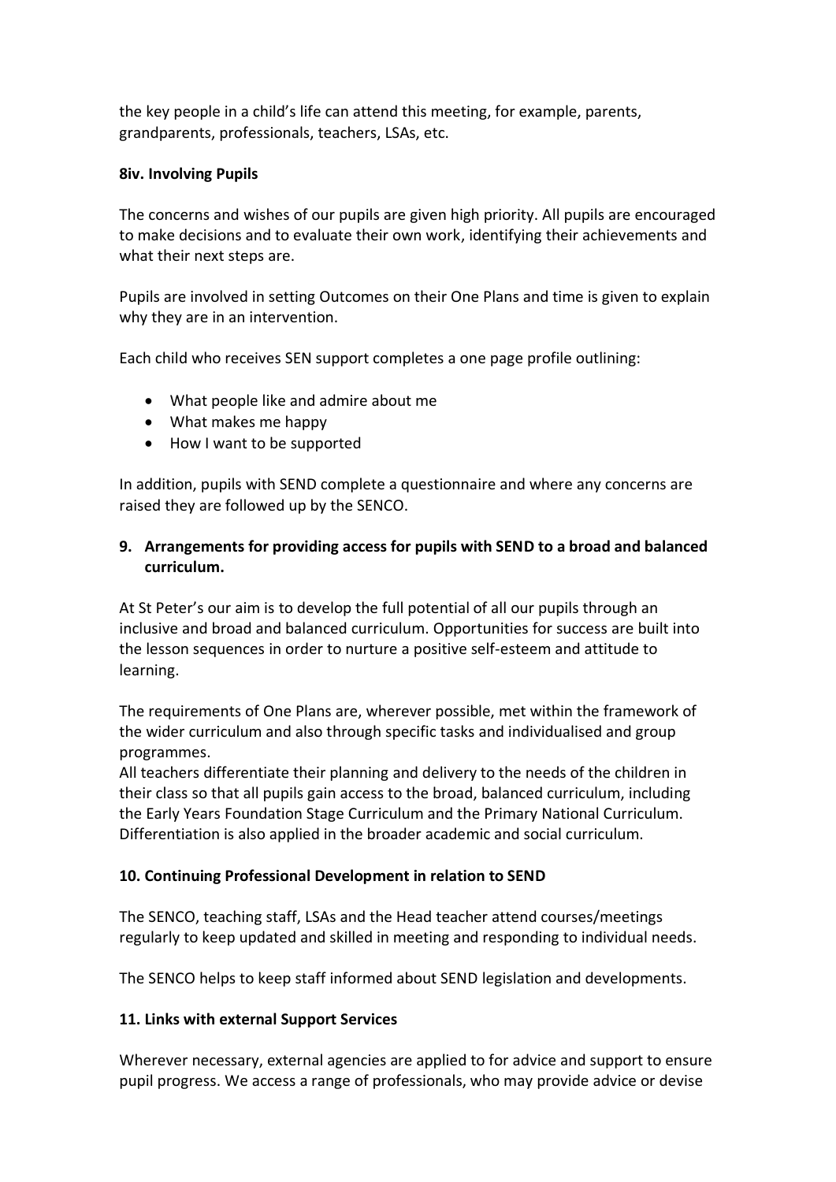the key people in a child's life can attend this meeting, for example, parents, grandparents, professionals, teachers, LSAs, etc.

### 8iv. Involving Pupils

The concerns and wishes of our pupils are given high priority. All pupils are encouraged to make decisions and to evaluate their own work, identifying their achievements and what their next steps are.

Pupils are involved in setting Outcomes on their One Plans and time is given to explain why they are in an intervention.

Each child who receives SEN support completes a one page profile outlining:

- What people like and admire about me
- What makes me happy
- How I want to be supported

In addition, pupils with SEND complete a questionnaire and where any concerns are raised they are followed up by the SENCO.

## 9. Arrangements for providing access for pupils with SEND to a broad and balanced curriculum.

At St Peter's our aim is to develop the full potential of all our pupils through an inclusive and broad and balanced curriculum. Opportunities for success are built into the lesson sequences in order to nurture a positive self-esteem and attitude to learning.

The requirements of One Plans are, wherever possible, met within the framework of the wider curriculum and also through specific tasks and individualised and group programmes.
All teachers differentiate their planning and delivery to the needs of the children in their class so that all pupils gain access to the broad, balanced curriculum, including the Early Years Foundation Stage Curriculum and the Primary National Curriculum. Differentiation is also applied in the broader academic and social curriculum.

## 10. Continuing Professional Development in relation to SEND

The SENCO, teaching staff, LSAs and the Head teacher attend courses/meetings regularly to keep updated and skilled in meeting and responding to individual needs.

The SENCO helps to keep staff informed about SEND legislation and developments.

## 11. Links with external Support Services

Wherever necessary, external agencies are applied to for advice and support to ensure pupil progress. We access a range of professionals, who may provide advice or devise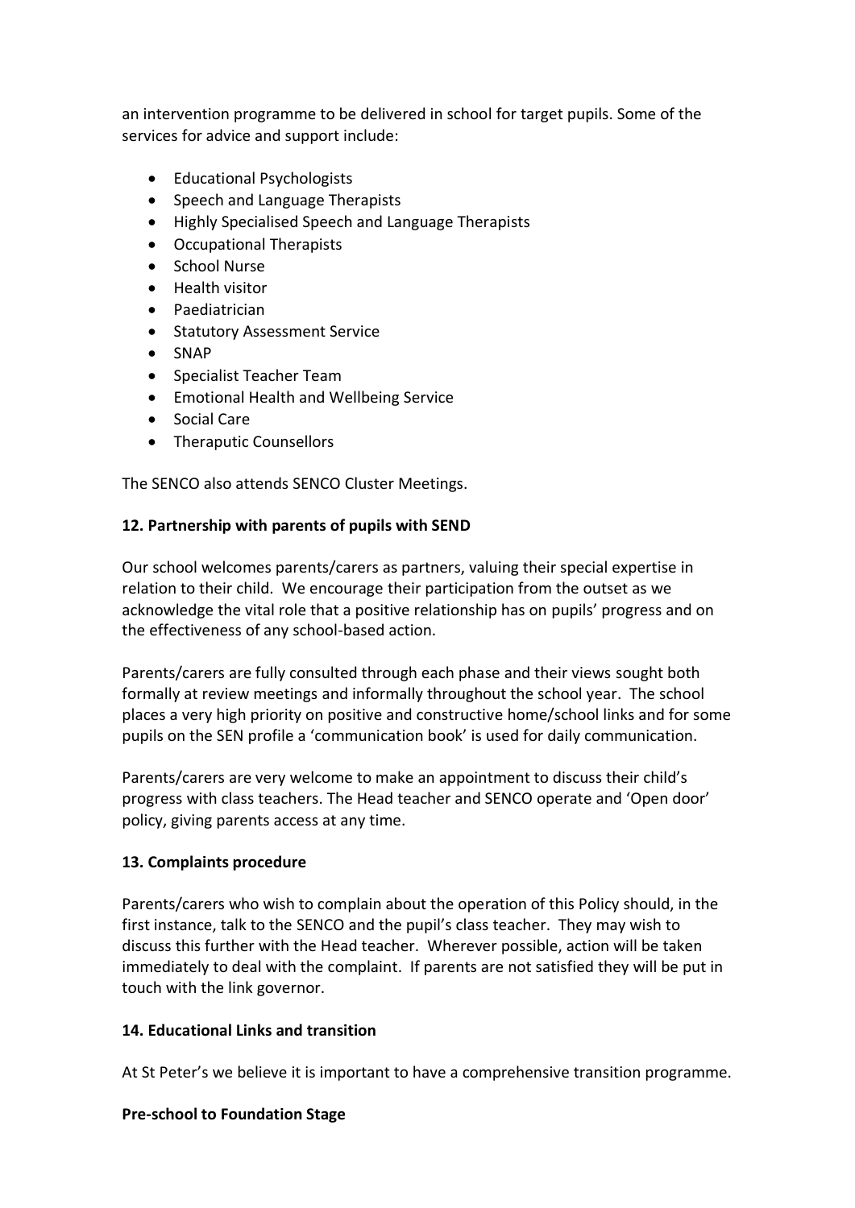an intervention programme to be delivered in school for target pupils. Some of the services for advice and support include:

- Educational Psychologists
- Speech and Language Therapists
- Highly Specialised Speech and Language Therapists
- Occupational Therapists
- School Nurse
- Health visitor
- Paediatrician
- Statutory Assessment Service
- SNAP
- Specialist Teacher Team
- Emotional Health and Wellbeing Service
- Social Care
- Theraputic Counsellors

The SENCO also attends SENCO Cluster Meetings.

**12. Partnership with parents of pupils with SEND**

Our school welcomes parents/carers as partners, valuing their special expertise in relation to their child. We encourage their participation from the outset as we acknowledge the vital role that a positive relationship has on pupils' progress and on the effectiveness of any school-based action.

Parents/carers are fully consulted through each phase and their views sought both formally at review meetings and informally throughout the school year. The school places a very high priority on positive and constructive home/school links and for some pupils on the SEN profile a 'communication book' is used for daily communication.

Parents/carers are very welcome to make an appointment to discuss their child's progress with class teachers. The Head teacher and SENCO operate and 'Open door' policy, giving parents access at any time.

**13. Complaints procedure**

Parents/carers who wish to complain about the operation of this Policy should, in the first instance, talk to the SENCO and the pupil's class teacher. They may wish to discuss this further with the Head teacher. Wherever possible, action will be taken immediately to deal with the complaint. If parents are not satisfied they will be put in touch with the link governor.

**14. Educational Links and transition**

At St Peter's we believe it is important to have a comprehensive transition programme.

**Pre-school to Foundation Stage**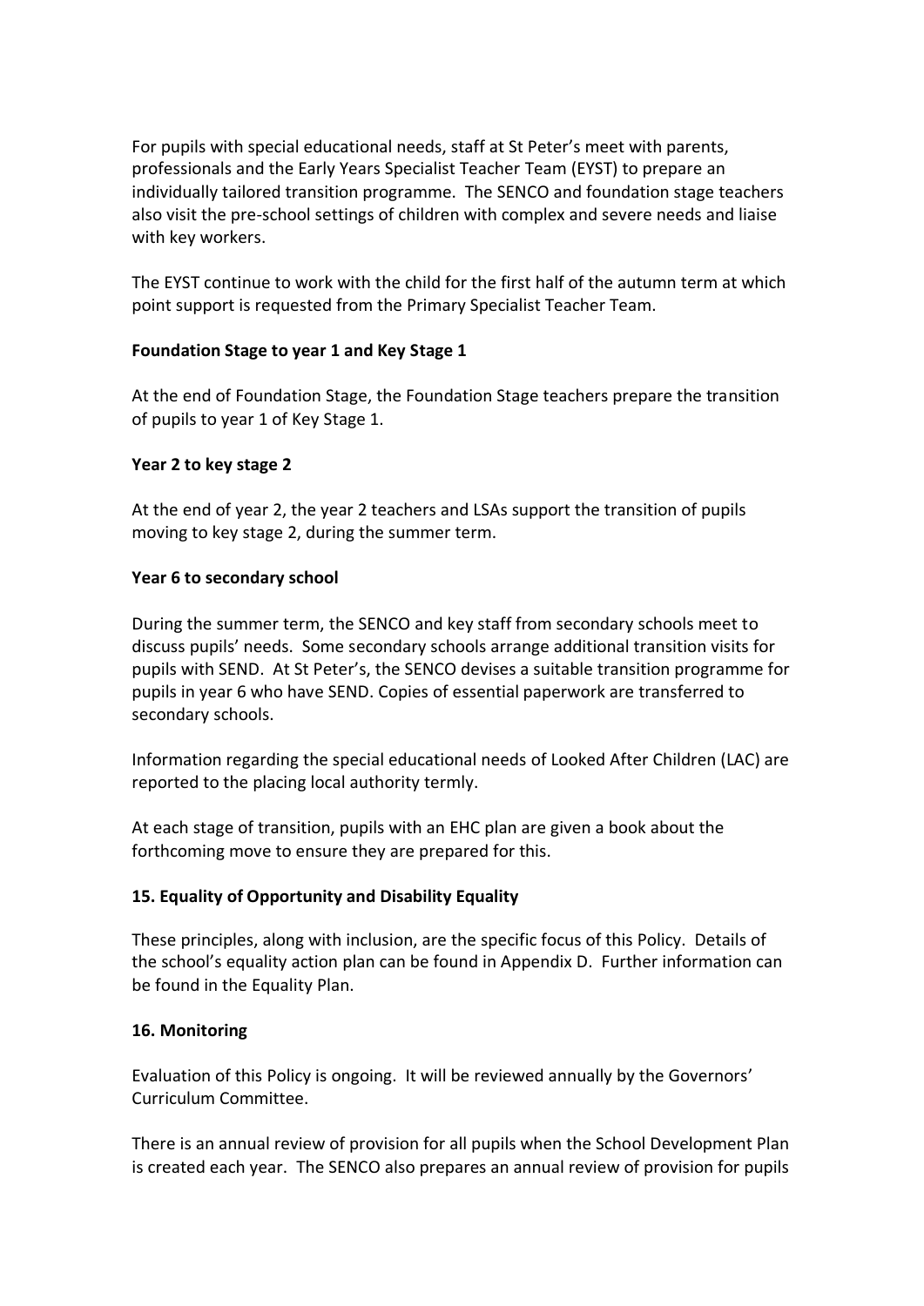For pupils with special educational needs, staff at St Peter's meet with parents, professionals and the Early Years Specialist Teacher Team (EYST) to prepare an individually tailored transition programme. The SENCO and foundation stage teachers also visit the pre-school settings of children with complex and severe needs and liaise with key workers.

The EYST continue to work with the child for the first half of the autumn term at which point support is requested from the Primary Specialist Teacher Team.

**Foundation Stage to year 1 and Key Stage 1**

At the end of Foundation Stage, the Foundation Stage teachers prepare the transition of pupils to year 1 of Key Stage 1.

**Year 2 to key stage 2**

At the end of year 2, the year 2 teachers and LSAs support the transition of pupils moving to key stage 2, during the summer term.

**Year 6 to secondary school**

During the summer term, the SENCO and key staff from secondary schools meet to discuss pupils' needs. Some secondary schools arrange additional transition visits for pupils with SEND. At St Peter's, the SENCO devises a suitable transition programme for pupils in year 6 who have SEND. Copies of essential paperwork are transferred to secondary schools.

Information regarding the special educational needs of Looked After Children (LAC) are reported to the placing local authority termly.

At each stage of transition, pupils with an EHC plan are given a book about the forthcoming move to ensure they are prepared for this.

## 15. Equality of Opportunity and Disability Equality

These principles, along with inclusion, are the specific focus of this Policy. Details of the school's equality action plan can be found in Appendix D. Further information can be found in the Equality Plan.

## 16. Monitoring

Evaluation of this Policy is ongoing. It will be reviewed annually by the Governors' Curriculum Committee.

There is an annual review of provision for all pupils when the School Development Plan is created each year. The SENCO also prepares an annual review of provision for pupils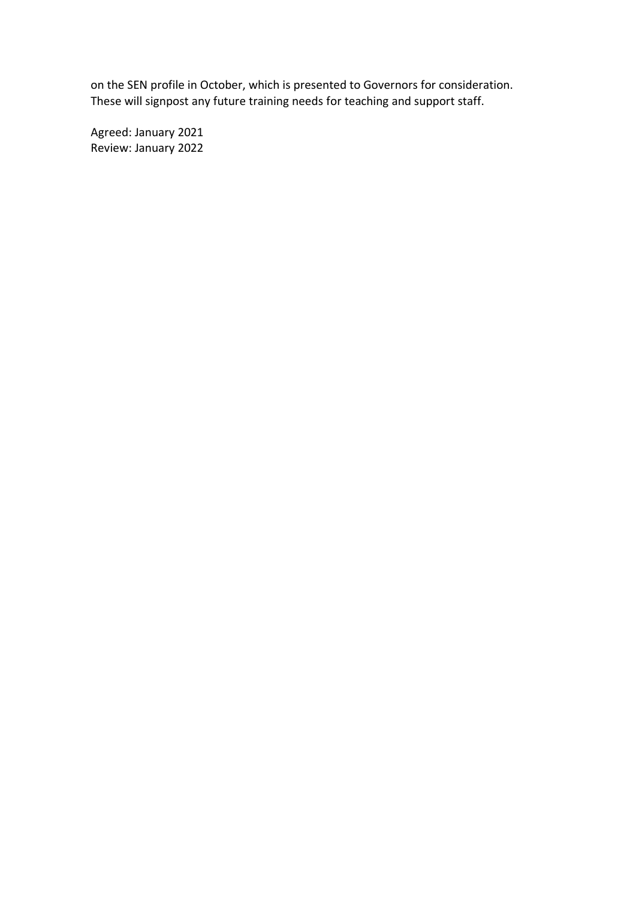on the SEN profile in October, which is presented to Governors for consideration. These will signpost any future training needs for teaching and support staff.

Agreed: January 2021
Review: January 2022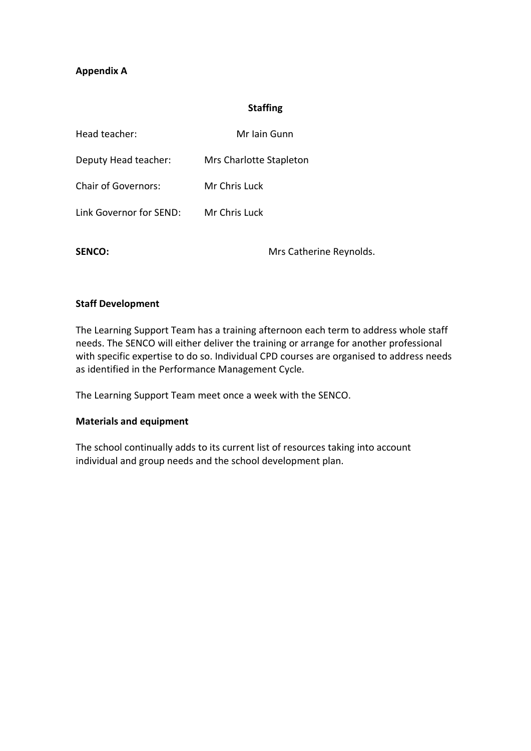**Appendix A**

**Staffing**

Head teacher: Mr Iain Gunn

Deputy Head teacher: Mrs Charlotte Stapleton

Chair of Governors: Mr Chris Luck

Link Governor for SEND: Mr Chris Luck

**SENCO:** Mrs Catherine Reynolds.

**Staff Development**

The Learning Support Team has a training afternoon each term to address whole staff needs. The SENCO will either deliver the training or arrange for another professional with specific expertise to do so. Individual CPD courses are organised to address needs as identified in the Performance Management Cycle.

The Learning Support Team meet once a week with the SENCO.

**Materials and equipment**

The school continually adds to its current list of resources taking into account individual and group needs and the school development plan.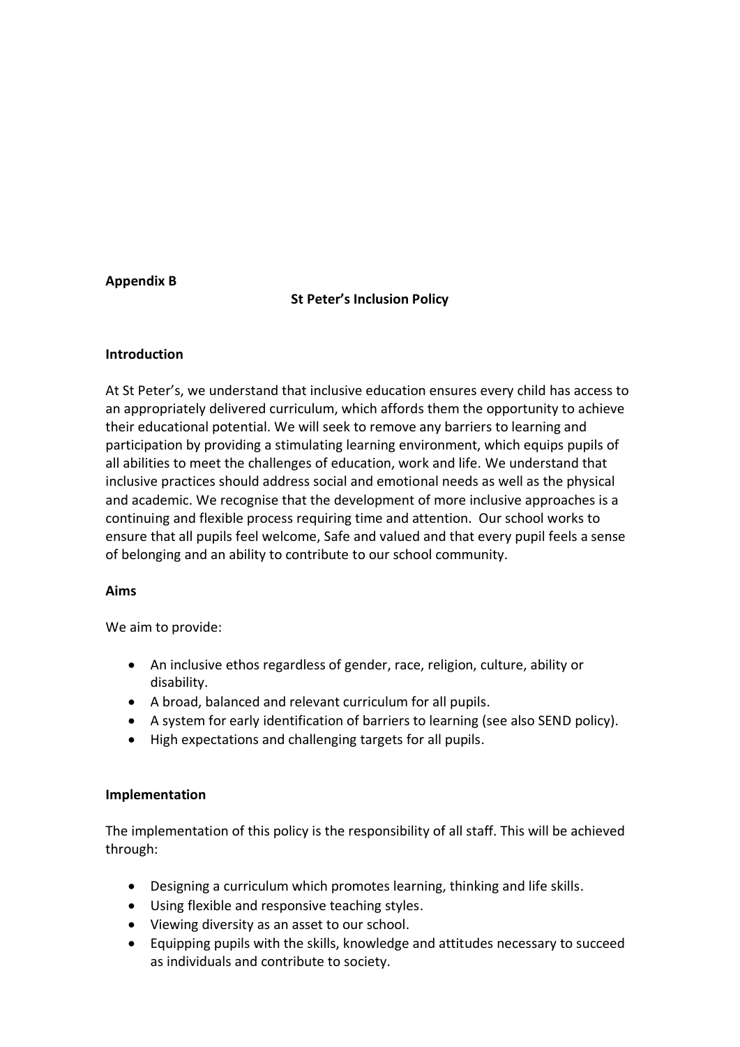**Appendix B**

## St Peter's Inclusion Policy

### Introduction

At St Peter's, we understand that inclusive education ensures every child has access to an appropriately delivered curriculum, which affords them the opportunity to achieve their educational potential. We will seek to remove any barriers to learning and participation by providing a stimulating learning environment, which equips pupils of all abilities to meet the challenges of education, work and life. We understand that inclusive practices should address social and emotional needs as well as the physical and academic. We recognise that the development of more inclusive approaches is a continuing and flexible process requiring time and attention. Our school works to ensure that all pupils feel welcome, Safe and valued and that every pupil feels a sense of belonging and an ability to contribute to our school community.

### Aims

We aim to provide:

- An inclusive ethos regardless of gender, race, religion, culture, ability or disability.
- A broad, balanced and relevant curriculum for all pupils.
- A system for early identification of barriers to learning (see also SEND policy).
- High expectations and challenging targets for all pupils.

### Implementation

The implementation of this policy is the responsibility of all staff. This will be achieved through:

- Designing a curriculum which promotes learning, thinking and life skills.
- Using flexible and responsive teaching styles.
- Viewing diversity as an asset to our school.
- Equipping pupils with the skills, knowledge and attitudes necessary to succeed as individuals and contribute to society.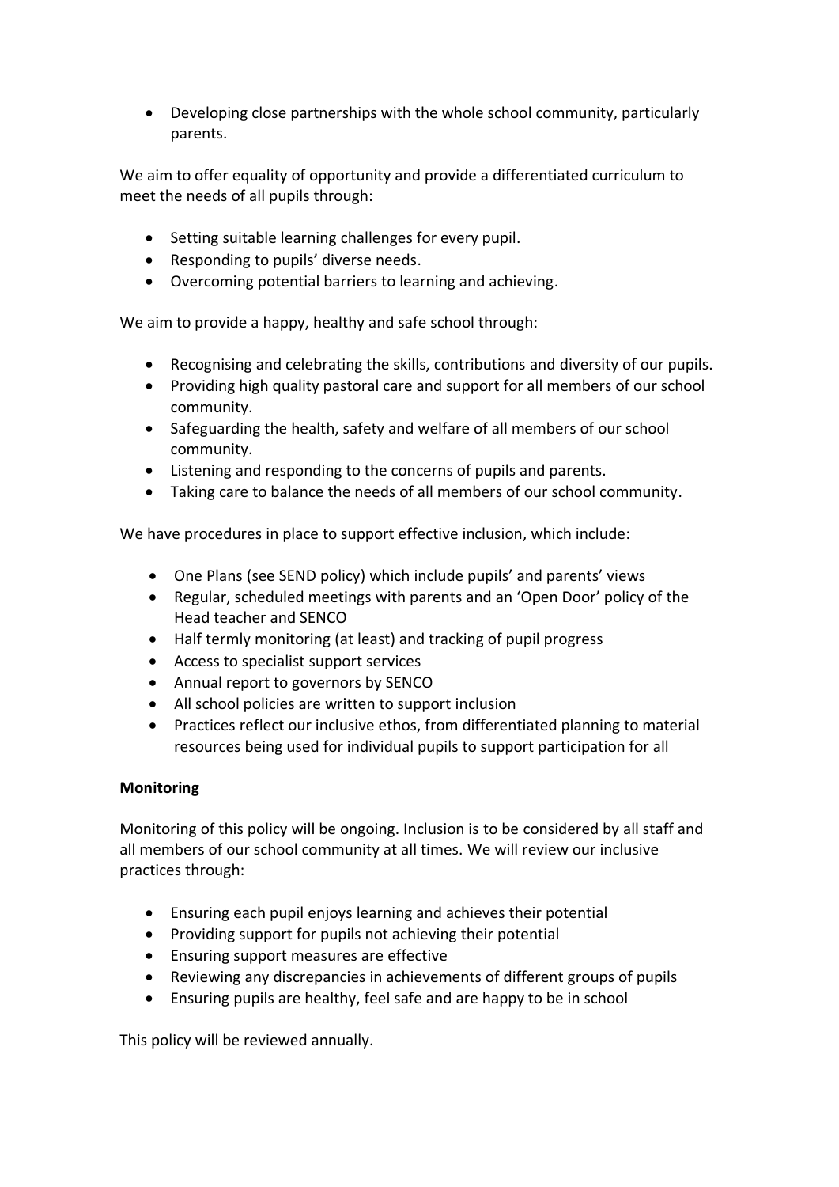- Developing close partnerships with the whole school community, particularly parents.

We aim to offer equality of opportunity and provide a differentiated curriculum to meet the needs of all pupils through:

- Setting suitable learning challenges for every pupil.
- Responding to pupils' diverse needs.
- Overcoming potential barriers to learning and achieving.

We aim to provide a happy, healthy and safe school through:

- Recognising and celebrating the skills, contributions and diversity of our pupils.
- Providing high quality pastoral care and support for all members of our school community.
- Safeguarding the health, safety and welfare of all members of our school community.
- Listening and responding to the concerns of pupils and parents.
- Taking care to balance the needs of all members of our school community.

We have procedures in place to support effective inclusion, which include:

- One Plans (see SEND policy) which include pupils' and parents' views
- Regular, scheduled meetings with parents and an 'Open Door' policy of the Head teacher and SENCO
- Half termly monitoring (at least) and tracking of pupil progress
- Access to specialist support services
- Annual report to governors by SENCO
- All school policies are written to support inclusion
- Practices reflect our inclusive ethos, from differentiated planning to material resources being used for individual pupils to support participation for all

**Monitoring**

Monitoring of this policy will be ongoing. Inclusion is to be considered by all staff and all members of our school community at all times. We will review our inclusive practices through:

- Ensuring each pupil enjoys learning and achieves their potential
- Providing support for pupils not achieving their potential
- Ensuring support measures are effective
- Reviewing any discrepancies in achievements of different groups of pupils
- Ensuring pupils are healthy, feel safe and are happy to be in school

This policy will be reviewed annually.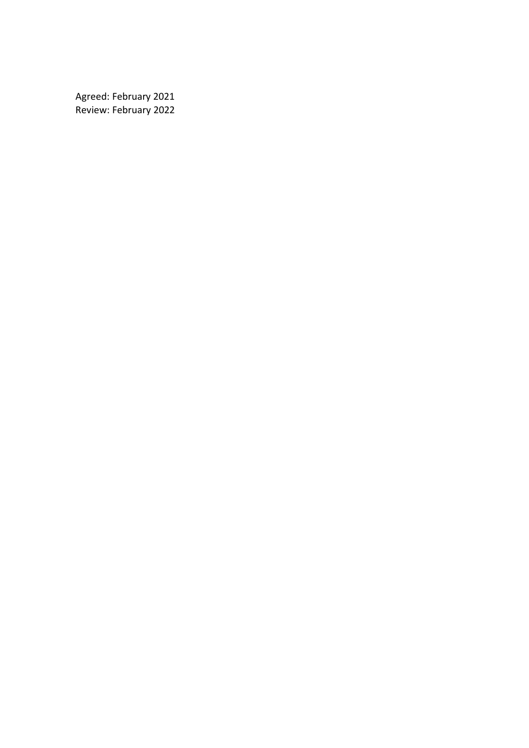Agreed: February 2021
Review: February 2022